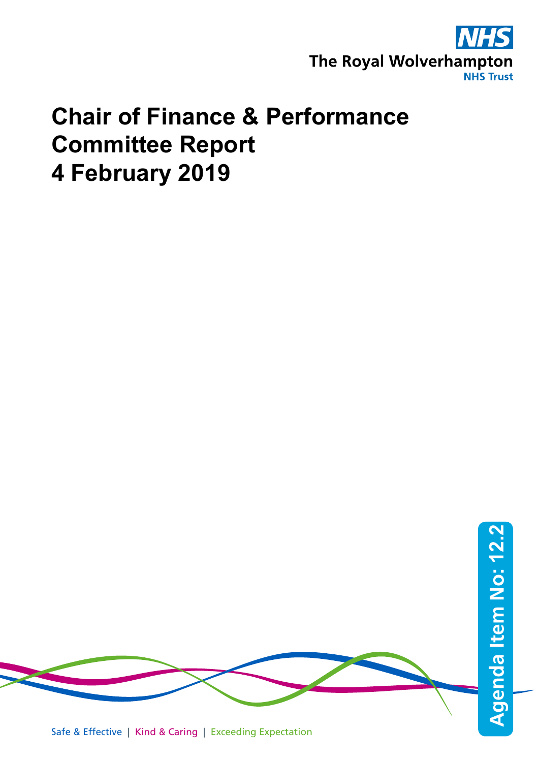The Royal Wolverhampton NHS Trust

# Chair of Finance & Performance Committee Report 4 February 2019

Agenda Item No: 12.2

Safe & Effective | Kind & Caring | Exceeding Expectation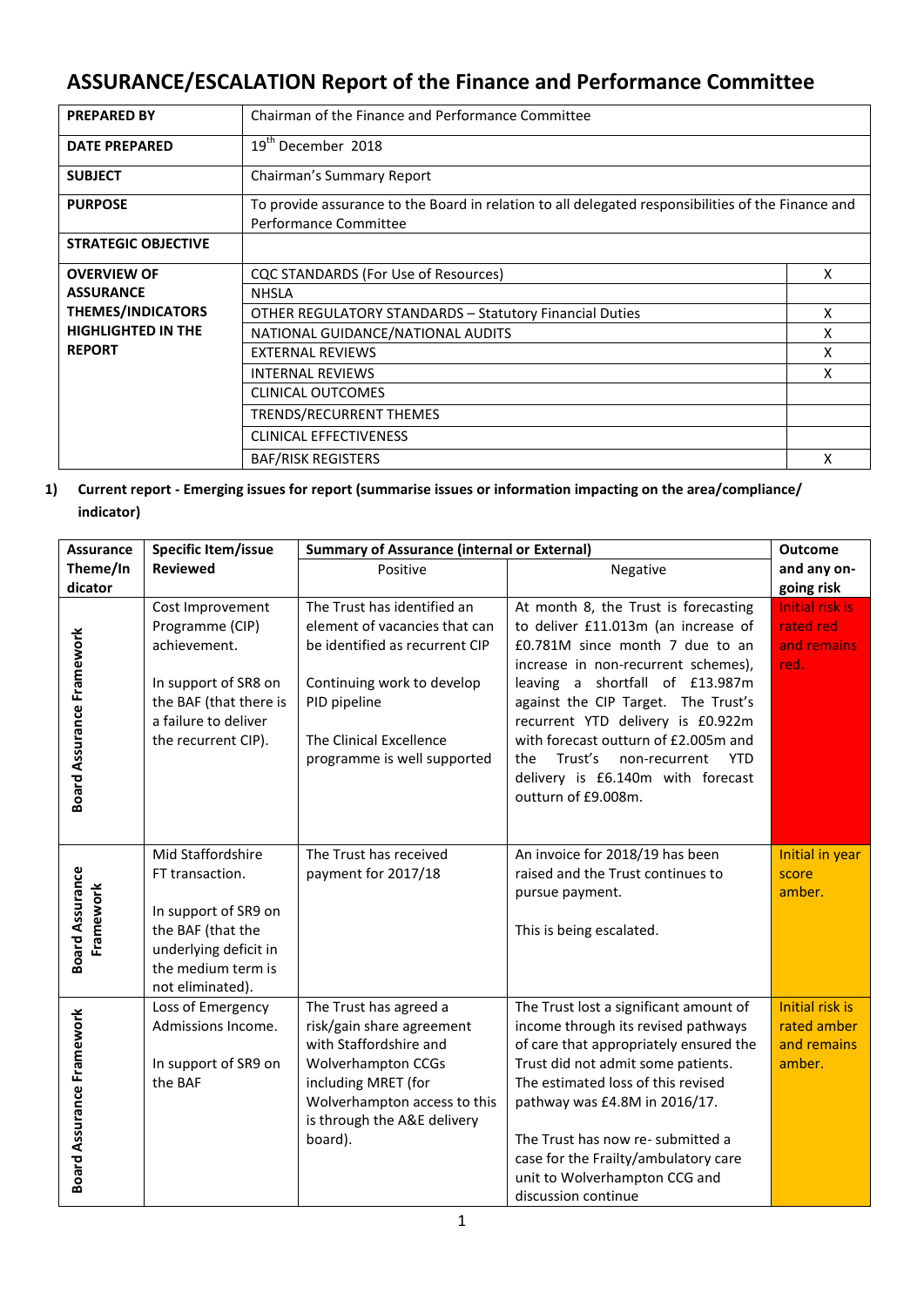# ASSURANCE/ESCALATION Report of the Finance and Performance Committee

| PREPARED BY | Chairman of the Finance and Performance Committee | |
|---|---|---|
| DATE PREPARED | 19th December 2018 | |
| SUBJECT | Chairman's Summary Report | |
| PURPOSE | To provide assurance to the Board in relation to all delegated responsibilities of the Finance and Performance Committee | |
| STRATEGIC OBJECTIVE | | |
| OVERVIEW OF ASSURANCE THEMES/INDICATORS HIGHLIGHTED IN THE REPORT | CQC STANDARDS (For Use of Resources) | X |
| | NHSLA | |
| | OTHER REGULATORY STANDARDS – Statutory Financial Duties | X |
| | NATIONAL GUIDANCE/NATIONAL AUDITS | X |
| | EXTERNAL REVIEWS | X |
| | INTERNAL REVIEWS | X |
| | CLINICAL OUTCOMES | |
| | TRENDS/RECURRENT THEMES | |
| | CLINICAL EFFECTIVENESS | |
| | BAF/RISK REGISTERS | X |

**1) Current report - Emerging issues for report (summarise issues or information impacting on the area/compliance/ indicator)**

| Assurance Theme/Indicator | Specific Item/issue Reviewed | Summary of Assurance (internal or External) | | Outcome and any on-going risk |
|---|---|---|---|---|
| | | Positive | Negative | |
| Board Assurance Framework | Cost Improvement Programme (CIP) achievement.<br><br>In support of SR8 on the BAF (that there is a failure to deliver the recurrent CIP). | The Trust has identified an element of vacancies that can be identified as recurrent CIP<br><br>Continuing work to develop PID pipeline<br><br>The Clinical Excellence programme is well supported | At month 8, the Trust is forecasting to deliver £11.013m (an increase of £0.781M since month 7 due to an increase in non-recurrent schemes), leaving a shortfall of £13.987m against the CIP Target. The Trust's recurrent YTD delivery is £0.922m with forecast outturn of £2.005m and the Trust's non-recurrent YTD delivery is £6.140m with forecast outturn of £9.008m. | Initial risk is rated red and remains red. |
| Board Assurance Framework | Mid Staffordshire FT transaction.<br><br>In support of SR9 on the BAF (that the underlying deficit in the medium term is not eliminated). | The Trust has received payment for 2017/18 | An invoice for 2018/19 has been raised and the Trust continues to pursue payment.<br><br>This is being escalated. | Initial in year score amber. |
| Board Assurance Framework | Loss of Emergency Admissions Income.<br><br>In support of SR9 on the BAF | The Trust has agreed a risk/gain share agreement with Staffordshire and Wolverhampton CCGs including MRET (for Wolverhampton access to this is through the A&E delivery board). | The Trust lost a significant amount of income through its revised pathways of care that appropriately ensured the Trust did not admit some patients. The estimated loss of this revised pathway was £4.8M in 2016/17.<br><br>The Trust has now re- submitted a case for the Frailty/ambulatory care unit to Wolverhampton CCG and discussion continue | Initial risk is rated amber and remains amber. |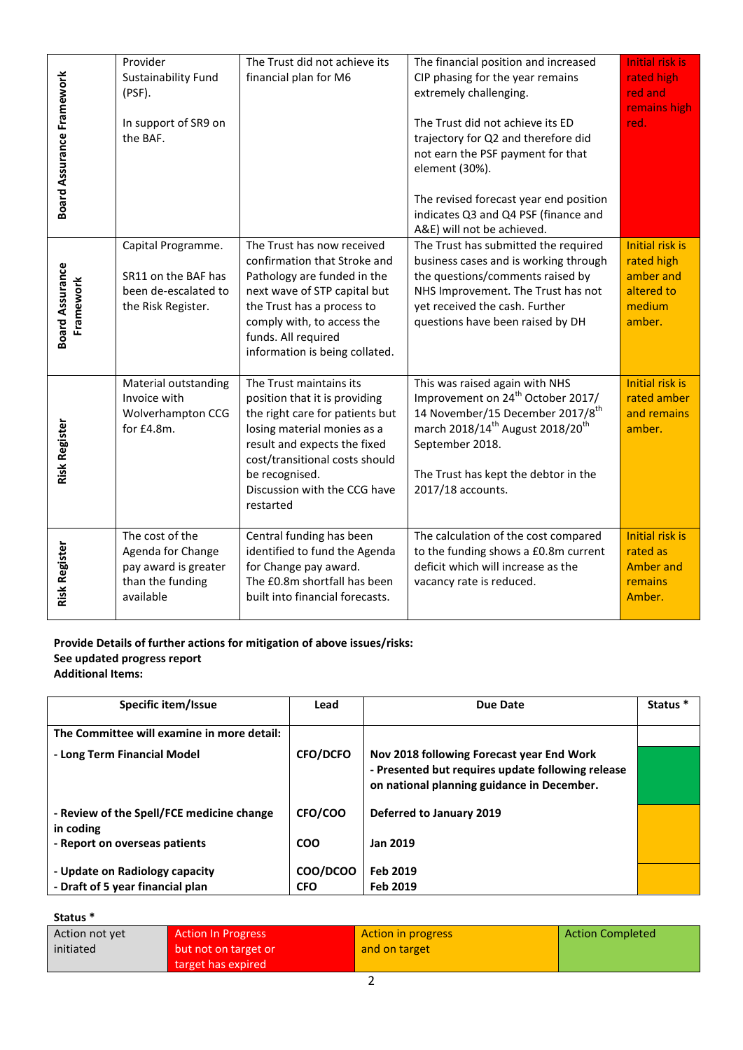| | | | | |
|---|---|---|---|---|
| **Board Assurance Framework** | Provider Sustainability Fund (PSF).<br><br>In support of SR9 on the BAF. | The Trust did not achieve its financial plan for M6 | The financial position and increased CIP phasing for the year remains extremely challenging.<br><br>The Trust did not achieve its ED trajectory for Q2 and therefore did not earn the PSF payment for that element (30%).<br><br>The revised forecast year end position indicates Q3 and Q4 PSF (finance and A&E) will not be achieved. | Initial risk is rated high red and remains high red. |
| **Board Assurance Framework** | Capital Programme.<br><br>SR11 on the BAF has been de-escalated to the Risk Register. | The Trust has now received confirmation that Stroke and Pathology are funded in the next wave of STP capital but the Trust has a process to comply with, to access the funds. All required information is being collated. | The Trust has submitted the required business cases and is working through the questions/comments raised by NHS Improvement. The Trust has not yet received the cash. Further questions have been raised by DH | Initial risk is rated high amber and altered to medium amber. |
| **Risk Register** | Material outstanding Invoice with Wolverhampton CCG for £4.8m. | The Trust maintains its position that it is providing the right care for patients but losing material monies as a result and expects the fixed cost/transitional costs should be recognised.<br>Discussion with the CCG have restarted | This was raised again with NHS Improvement on 24th October 2017/ 14 November/15 December 2017/8th march 2018/14th August 2018/20th September 2018.<br><br>The Trust has kept the debtor in the 2017/18 accounts. | Initial risk is rated amber and remains amber. |
| **Risk Register** | The cost of the Agenda for Change pay award is greater than the funding available | Central funding has been identified to fund the Agenda for Change pay award.<br>The £0.8m shortfall has been built into financial forecasts. | The calculation of the cost compared to the funding shows a £0.8m current deficit which will increase as the vacancy rate is reduced. | Initial risk is rated as Amber and remains Amber. |

**Provide Details of further actions for mitigation of above issues/risks:**
**See updated progress report**
**Additional Items:**

| Specific item/Issue | Lead | Due Date | Status * |
|---|---|---|---|
| **The Committee will examine in more detail:** | | | |
| **- Long Term Financial Model** | **CFO/DCFO** | **Nov 2018 following Forecast year End Work - Presented but requires update following release on national planning guidance in December.** | Green |
| **- Review of the Spell/FCE medicine change in coding** | **CFO/COO** | **Deferred to January 2019** | Amber |
| **- Report on overseas patients** | **COO** | **Jan 2019** | Amber |
| **- Update on Radiology capacity** | **COO/DCOO** | **Feb 2019** | Amber |
| **- Draft of 5 year financial plan** | **CFO** | **Feb 2019** | Amber |

**Status ***

| Action not yet initiated | Action In Progress but not on target or target has expired | Action in progress and on target | Action Completed |
|---|---|---|---|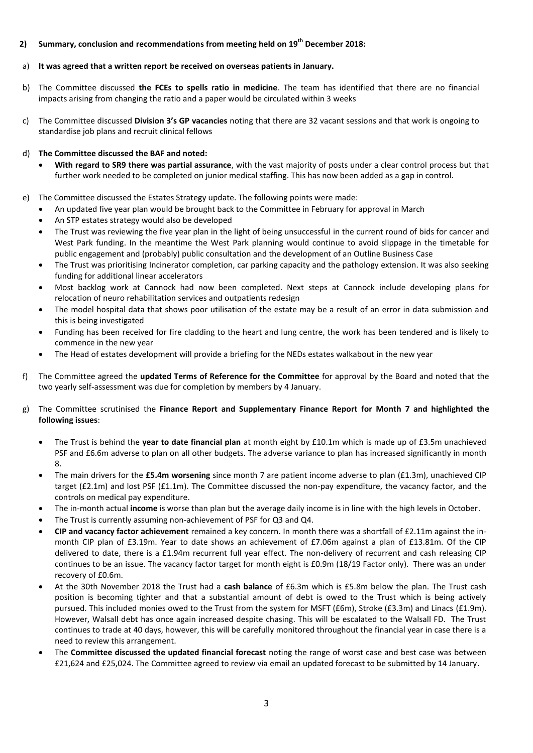## 2) Summary, conclusion and recommendations from meeting held on 19th December 2018:

a) **It was agreed that a written report be received on overseas patients in January.**

b) The Committee discussed **the FCEs to spells ratio in medicine**. The team has identified that there are no financial impacts arising from changing the ratio and a paper would be circulated within 3 weeks

c) The Committee discussed **Division 3's GP vacancies** noting that there are 32 vacant sessions and that work is ongoing to standardise job plans and recruit clinical fellows

d) **The Committee discussed the BAF and noted:**
   - **With regard to SR9 there was partial assurance**, with the vast majority of posts under a clear control process but that further work needed to be completed on junior medical staffing. This has now been added as a gap in control.

e) The Committee discussed the Estates Strategy update. The following points were made:
   - An updated five year plan would be brought back to the Committee in February for approval in March
   - An STP estates strategy would also be developed
   - The Trust was reviewing the five year plan in the light of being unsuccessful in the current round of bids for cancer and West Park funding. In the meantime the West Park planning would continue to avoid slippage in the timetable for public engagement and (probably) public consultation and the development of an Outline Business Case
   - The Trust was prioritising Incinerator completion, car parking capacity and the pathology extension. It was also seeking funding for additional linear accelerators
   - Most backlog work at Cannock had now been completed. Next steps at Cannock include developing plans for relocation of neuro rehabilitation services and outpatients redesign
   - The model hospital data that shows poor utilisation of the estate may be a result of an error in data submission and this is being investigated
   - Funding has been received for fire cladding to the heart and lung centre, the work has been tendered and is likely to commence in the new year
   - The Head of estates development will provide a briefing for the NEDs estates walkabout in the new year

f) The Committee agreed the **updated Terms of Reference for the Committee** for approval by the Board and noted that the two yearly self-assessment was due for completion by members by 4 January.

g) The Committee scrutinised the **Finance Report and Supplementary Finance Report for Month 7 and highlighted the following issues**:

   - The Trust is behind the **year to date financial plan** at month eight by £10.1m which is made up of £3.5m unachieved PSF and £6.6m adverse to plan on all other budgets. The adverse variance to plan has increased significantly in month 8.
   - The main drivers for the **£5.4m worsening** since month 7 are patient income adverse to plan (£1.3m), unachieved CIP target (£2.1m) and lost PSF (£1.1m). The Committee discussed the non-pay expenditure, the vacancy factor, and the controls on medical pay expenditure.
   - The in-month actual **income** is worse than plan but the average daily income is in line with the high levels in October.
   - The Trust is currently assuming non-achievement of PSF for Q3 and Q4.
   - **CIP and vacancy factor achievement** remained a key concern. In month there was a shortfall of £2.11m against the in-month CIP plan of £3.19m. Year to date shows an achievement of £7.06m against a plan of £13.81m. Of the CIP delivered to date, there is a £1.94m recurrent full year effect. The non-delivery of recurrent and cash releasing CIP continues to be an issue. The vacancy factor target for month eight is £0.9m (18/19 Factor only). There was an under recovery of £0.6m.
   - At the 30th November 2018 the Trust had a **cash balance** of £6.3m which is £5.8m below the plan. The Trust cash position is becoming tighter and that a substantial amount of debt is owed to the Trust which is being actively pursued. This included monies owed to the Trust from the system for MSFT (£6m), Stroke (£3.3m) and Linacs (£1.9m). However, Walsall debt has once again increased despite chasing. This will be escalated to the Walsall FD. The Trust continues to trade at 40 days, however, this will be carefully monitored throughout the financial year in case there is a need to review this arrangement.
   - The **Committee discussed the updated financial forecast** noting the range of worst case and best case was between £21,624 and £25,024. The Committee agreed to review via email an updated forecast to be submitted by 14 January.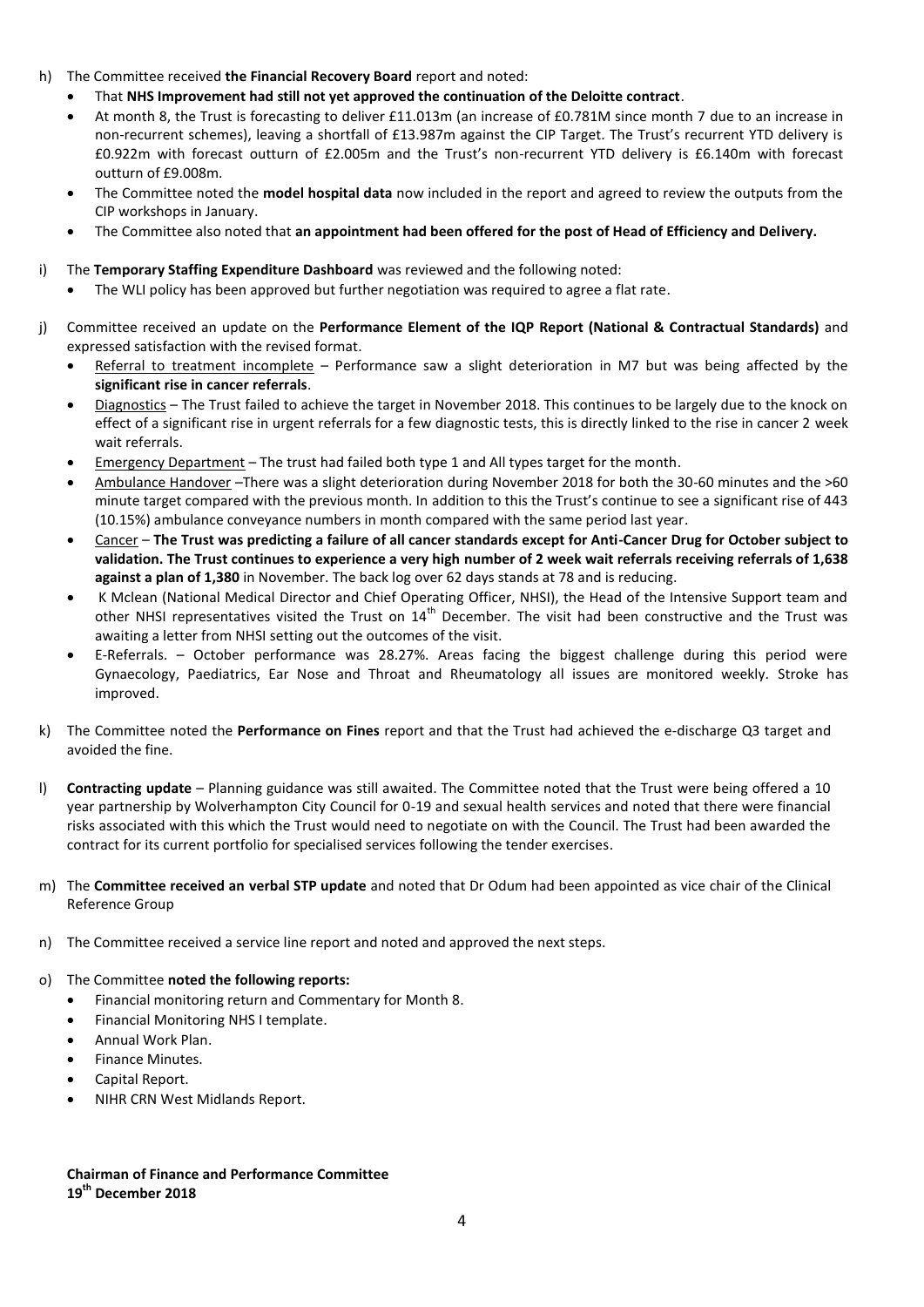h) The Committee received **the Financial Recovery Board** report and noted:
   - That **NHS Improvement had still not yet approved the continuation of the Deloitte contract**.
   - At month 8, the Trust is forecasting to deliver £11.013m (an increase of £0.781M since month 7 due to an increase in non-recurrent schemes), leaving a shortfall of £13.987m against the CIP Target. The Trust's recurrent YTD delivery is £0.922m with forecast outturn of £2.005m and the Trust's non-recurrent YTD delivery is £6.140m with forecast outturn of £9.008m.
   - The Committee noted the **model hospital data** now included in the report and agreed to review the outputs from the CIP workshops in January.
   - The Committee also noted that **an appointment had been offered for the post of Head of Efficiency and Delivery.**

i) The **Temporary Staffing Expenditure Dashboard** was reviewed and the following noted:
   - The WLI policy has been approved but further negotiation was required to agree a flat rate.

j) Committee received an update on the **Performance Element of the IQP Report (National & Contractual Standards)** and expressed satisfaction with the revised format.
   - Referral to treatment incomplete – Performance saw a slight deterioration in M7 but was being affected by the **significant rise in cancer referrals**.
   - Diagnostics – The Trust failed to achieve the target in November 2018. This continues to be largely due to the knock on effect of a significant rise in urgent referrals for a few diagnostic tests, this is directly linked to the rise in cancer 2 week wait referrals.
   - Emergency Department – The trust had failed both type 1 and All types target for the month.
   - Ambulance Handover –There was a slight deterioration during November 2018 for both the 30-60 minutes and the >60 minute target compared with the previous month. In addition to this the Trust's continue to see a significant rise of 443 (10.15%) ambulance conveyance numbers in month compared with the same period last year.
   - Cancer – **The Trust was predicting a failure of all cancer standards except for Anti-Cancer Drug for October subject to validation. The Trust continues to experience a very high number of 2 week wait referrals receiving referrals of 1,638 against a plan of 1,380** in November. The back log over 62 days stands at 78 and is reducing.
   - K Mclean (National Medical Director and Chief Operating Officer, NHSI), the Head of the Intensive Support team and other NHSI representatives visited the Trust on 14th December. The visit had been constructive and the Trust was awaiting a letter from NHSI setting out the outcomes of the visit.
   - E-Referrals. – October performance was 28.27%. Areas facing the biggest challenge during this period were Gynaecology, Paediatrics, Ear Nose and Throat and Rheumatology all issues are monitored weekly. Stroke has improved.

k) The Committee noted the **Performance on Fines** report and that the Trust had achieved the e-discharge Q3 target and avoided the fine.

l) **Contracting update** – Planning guidance was still awaited. The Committee noted that the Trust were being offered a 10 year partnership by Wolverhampton City Council for 0-19 and sexual health services and noted that there were financial risks associated with this which the Trust would need to negotiate on with the Council. The Trust had been awarded the contract for its current portfolio for specialised services following the tender exercises.

m) The **Committee received an verbal STP update** and noted that Dr Odum had been appointed as vice chair of the Clinical Reference Group

n) The Committee received a service line report and noted and approved the next steps.

o) The Committee **noted the following reports:**
   - Financial monitoring return and Commentary for Month 8.
   - Financial Monitoring NHS I template.
   - Annual Work Plan.
   - Finance Minutes.
   - Capital Report.
   - NIHR CRN West Midlands Report.

**Chairman of Finance and Performance Committee**
**19th December 2018**